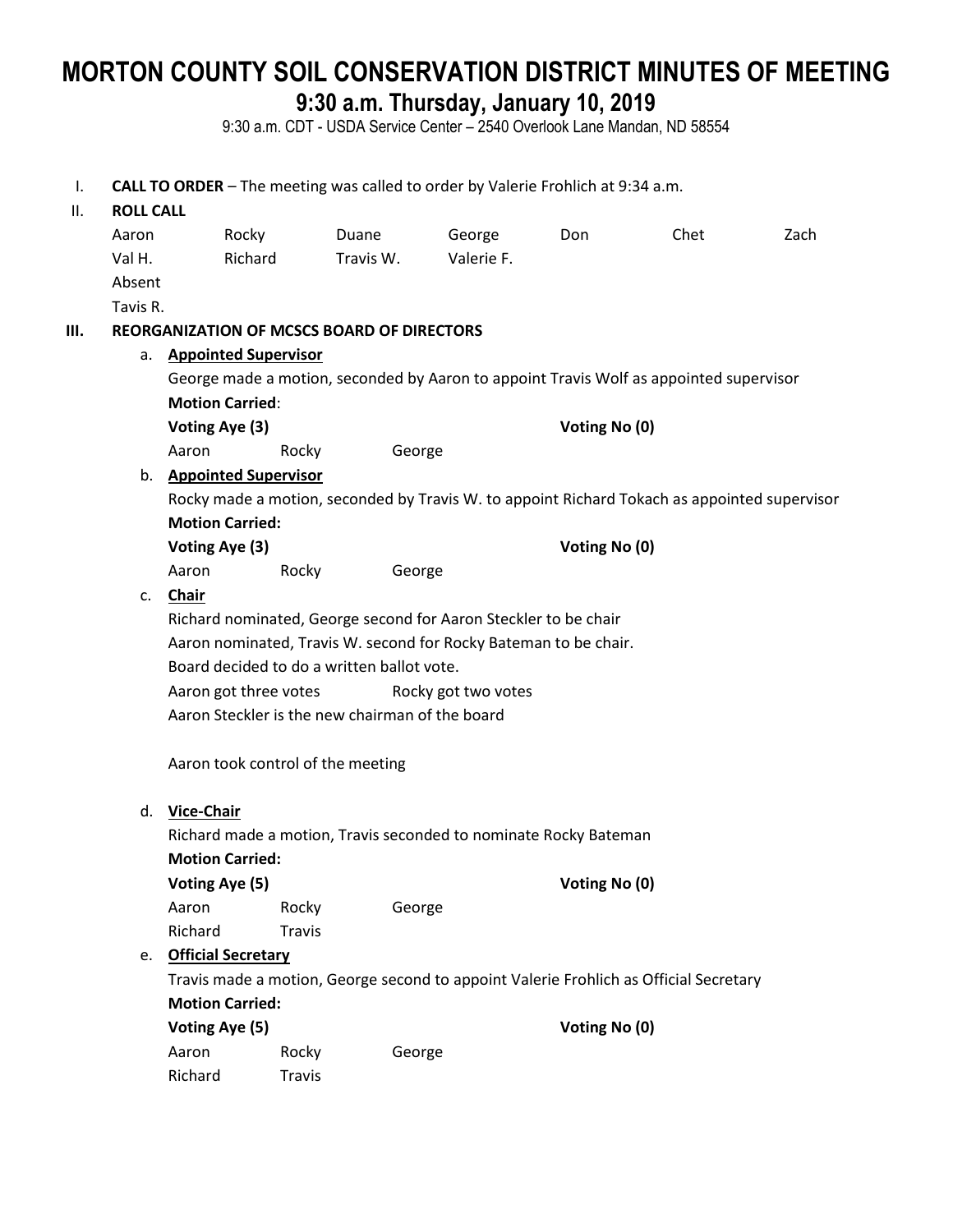# MORTON COUNTY SOIL CONSERVATION DISTRICT MINUTES OF MEETING

## 9:30 a.m. Thursday, January 10, 2019

9:30 a.m. CDT - USDA Service Center – 2540 Overlook Lane Mandan, ND 58554

I. **CALL TO ORDER** – The meeting was called to order by Valerie Frohlich at 9:34 a.m.

II. **ROLL CALL**

| | | | | | | |
|---|---|---|---|---|---|---|
| Aaron | Rocky | Duane | George | Don | Chet | Zach |
| Val H. | Richard | Travis W. | Valerie F. | | | |

Absent

Tavis R.

**III. REORGANIZATION OF MCSCS BOARD OF DIRECTORS**

a. **Appointed Supervisor**

George made a motion, seconded by Aaron to appoint Travis Wolf as appointed supervisor

**Motion Carried**:

**Voting Aye (3)** — **Voting No (0)**

Aaron Rocky George

b. **Appointed Supervisor**

Rocky made a motion, seconded by Travis W. to appoint Richard Tokach as appointed supervisor

**Motion Carried:**

**Voting Aye (3)** — **Voting No (0)**

Aaron Rocky George

c. **Chair**

Richard nominated, George second for Aaron Steckler to be chair

Aaron nominated, Travis W. second for Rocky Bateman to be chair.

Board decided to do a written ballot vote.

Aaron got three votes Rocky got two votes

Aaron Steckler is the new chairman of the board

Aaron took control of the meeting

d. **Vice-Chair**

Richard made a motion, Travis seconded to nominate Rocky Bateman

**Motion Carried:**

**Voting Aye (5)** — **Voting No (0)**

Aaron Rocky George
Richard Travis

e. **Official Secretary**

Travis made a motion, George second to appoint Valerie Frohlich as Official Secretary

**Motion Carried:**

**Voting Aye (5)** — **Voting No (0)**

Aaron Rocky George
Richard Travis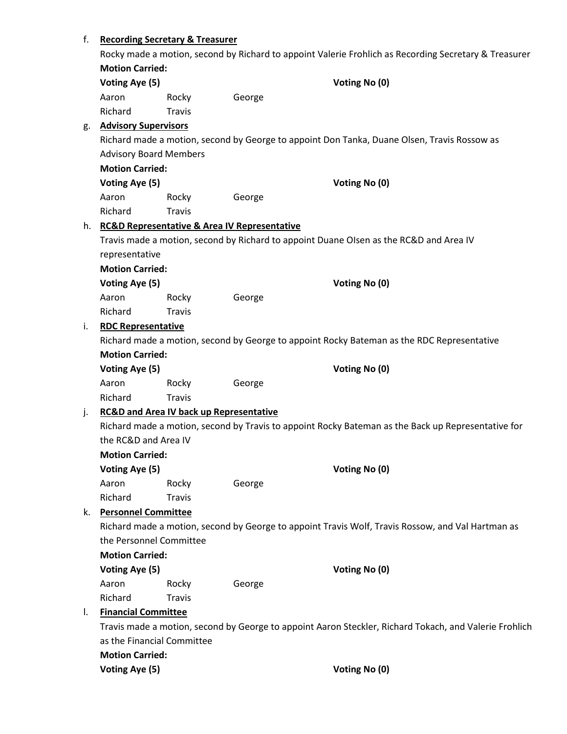f. **Recording Secretary & Treasurer**

Rocky made a motion, second by Richard to appoint Valerie Frohlich as Recording Secretary & Treasurer

**Motion Carried:**

| **Voting Aye (5)** | | | **Voting No (0)** |
|---|---|---|---|
| Aaron | Rocky | George | |
| Richard | Travis | | |

g. **Advisory Supervisors**

Richard made a motion, second by George to appoint Don Tanka, Duane Olsen, Travis Rossow as Advisory Board Members

**Motion Carried:**

| **Voting Aye (5)** | | | **Voting No (0)** |
|---|---|---|---|
| Aaron | Rocky | George | |
| Richard | Travis | | |

h. **RC&D Representative & Area IV Representative**

Travis made a motion, second by Richard to appoint Duane Olsen as the RC&D and Area IV representative

**Motion Carried:**

| **Voting Aye (5)** | | | **Voting No (0)** |
|---|---|---|---|
| Aaron | Rocky | George | |
| Richard | Travis | | |

i. **RDC Representative**

Richard made a motion, second by George to appoint Rocky Bateman as the RDC Representative

**Motion Carried:**

| **Voting Aye (5)** | | | **Voting No (0)** |
|---|---|---|---|
| Aaron | Rocky | George | |
| Richard | Travis | | |

j. **RC&D and Area IV back up Representative**

Richard made a motion, second by Travis to appoint Rocky Bateman as the Back up Representative for the RC&D and Area IV

**Motion Carried:**

| **Voting Aye (5)** | | | **Voting No (0)** |
|---|---|---|---|
| Aaron | Rocky | George | |
| Richard | Travis | | |

k. **Personnel Committee**

Richard made a motion, second by George to appoint Travis Wolf, Travis Rossow, and Val Hartman as the Personnel Committee

**Motion Carried:**

| **Voting Aye (5)** | | | **Voting No (0)** |
|---|---|---|---|
| Aaron | Rocky | George | |
| Richard | Travis | | |

l. **Financial Committee**

Travis made a motion, second by George to appoint Aaron Steckler, Richard Tokach, and Valerie Frohlich as the Financial Committee

**Motion Carried:**

**Voting Aye (5)** **Voting No (0)**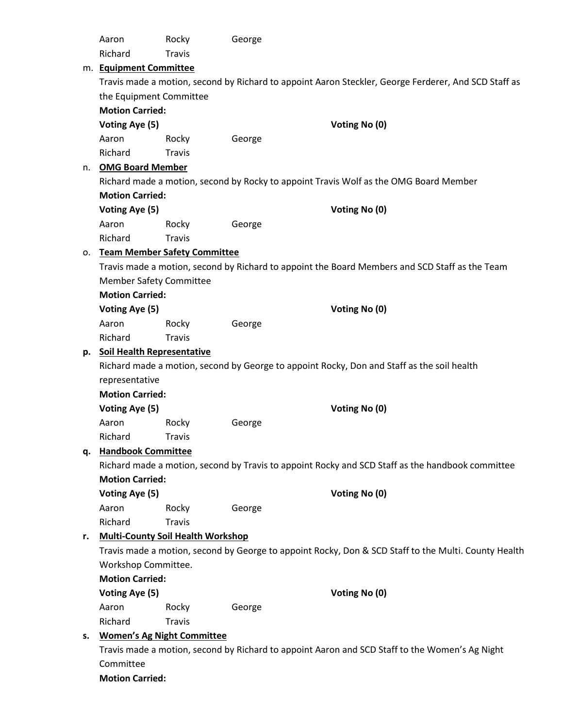Aaron Rocky George
Richard Travis

m. **Equipment Committee**

Travis made a motion, second by Richard to appoint Aaron Steckler, George Ferderer, And SCD Staff as the Equipment Committee

**Motion Carried:**

| **Voting Aye (5)** | | | **Voting No (0)** |
|---|---|---|---|
| Aaron | Rocky | George | |
| Richard | Travis | | |

n. **OMG Board Member**

Richard made a motion, second by Rocky to appoint Travis Wolf as the OMG Board Member

**Motion Carried:**

| **Voting Aye (5)** | | | **Voting No (0)** |
|---|---|---|---|
| Aaron | Rocky | George | |
| Richard | Travis | | |

o. **Team Member Safety Committee**

Travis made a motion, second by Richard to appoint the Board Members and SCD Staff as the Team Member Safety Committee

**Motion Carried:**

| **Voting Aye (5)** | | | **Voting No (0)** |
|---|---|---|---|
| Aaron | Rocky | George | |
| Richard | Travis | | |

**p. Soil Health Representative**

Richard made a motion, second by George to appoint Rocky, Don and Staff as the soil health representative

**Motion Carried:**

| **Voting Aye (5)** | | | **Voting No (0)** |
|---|---|---|---|
| Aaron | Rocky | George | |
| Richard | Travis | | |

**q. Handbook Committee**

Richard made a motion, second by Travis to appoint Rocky and SCD Staff as the handbook committee

**Motion Carried:**

| **Voting Aye (5)** | | | **Voting No (0)** |
|---|---|---|---|
| Aaron | Rocky | George | |
| Richard | Travis | | |

**r. Multi-County Soil Health Workshop**

Travis made a motion, second by George to appoint Rocky, Don & SCD Staff to the Multi. County Health Workshop Committee.

**Motion Carried:**

| **Voting Aye (5)** | | | **Voting No (0)** |
|---|---|---|---|
| Aaron | Rocky | George | |
| Richard | Travis | | |

**s. Women's Ag Night Committee**

Travis made a motion, second by Richard to appoint Aaron and SCD Staff to the Women's Ag Night Committee

**Motion Carried:**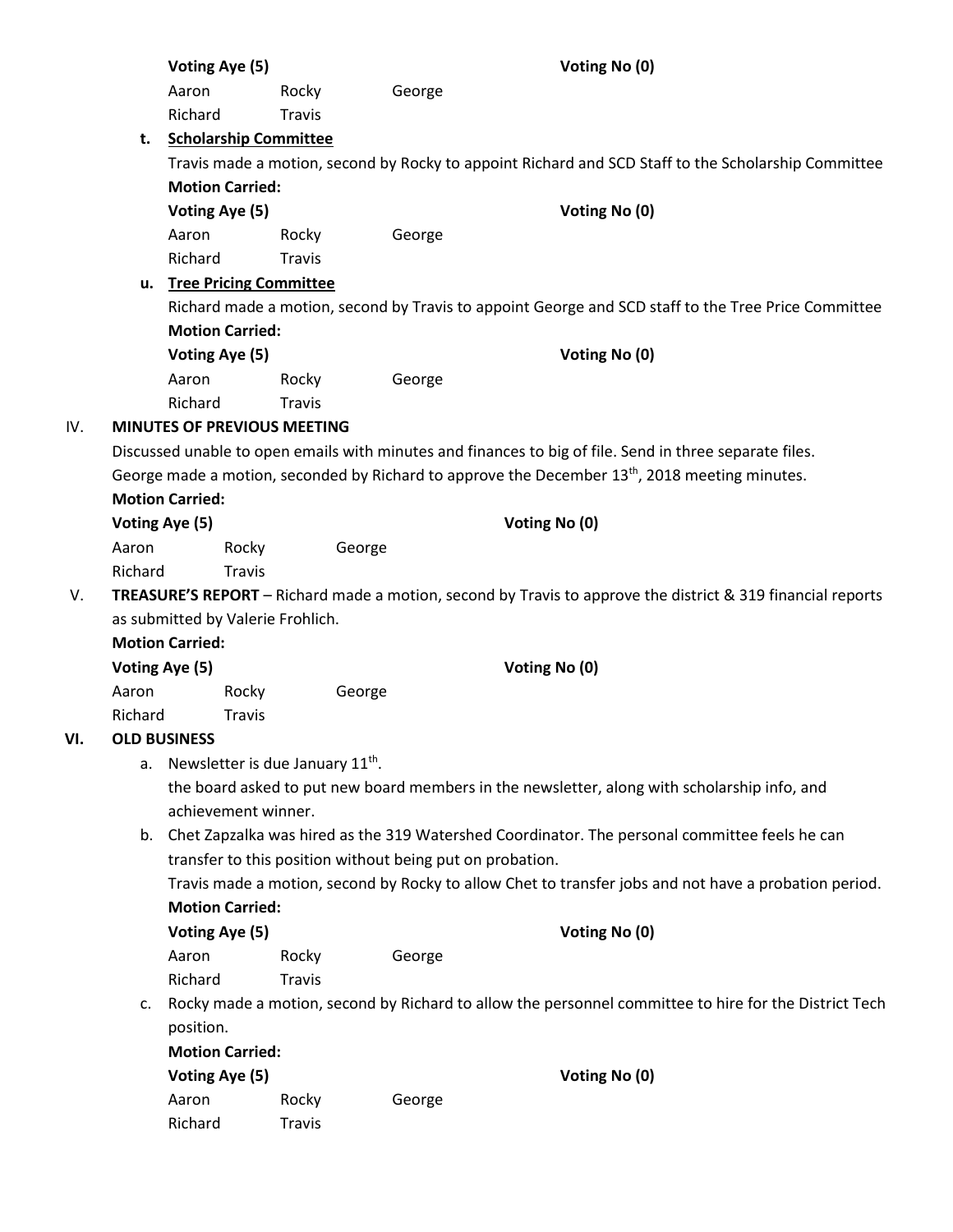**Voting Aye (5)** **Voting No (0)**

Aaron Rocky George
Richard Travis

**t. Scholarship Committee**

Travis made a motion, second by Rocky to appoint Richard and SCD Staff to the Scholarship Committee

**Motion Carried:**

**Voting Aye (5)** **Voting No (0)**

Aaron Rocky George
Richard Travis

**u. Tree Pricing Committee**

Richard made a motion, second by Travis to appoint George and SCD staff to the Tree Price Committee

**Motion Carried:**

**Voting Aye (5)** **Voting No (0)**

Aaron Rocky George
Richard Travis

## IV. MINUTES OF PREVIOUS MEETING

Discussed unable to open emails with minutes and finances to big of file. Send in three separate files.
George made a motion, seconded by Richard to approve the December 13th, 2018 meeting minutes.

**Motion Carried:**

**Voting Aye (5)** **Voting No (0)**

Aaron Rocky George
Richard Travis

## V. TREASURE'S REPORT

**TREASURE'S REPORT** – Richard made a motion, second by Travis to approve the district & 319 financial reports as submitted by Valerie Frohlich.

**Motion Carried:**

**Voting Aye (5)** **Voting No (0)**

Aaron Rocky George
Richard Travis

## VI. OLD BUSINESS

a. Newsletter is due January 11th.
the board asked to put new board members in the newsletter, along with scholarship info, and achievement winner.

b. Chet Zapzalka was hired as the 319 Watershed Coordinator. The personal committee feels he can transfer to this position without being put on probation.
Travis made a motion, second by Rocky to allow Chet to transfer jobs and not have a probation period.

**Motion Carried:**

**Voting Aye (5)** **Voting No (0)**

Aaron Rocky George
Richard Travis

c. Rocky made a motion, second by Richard to allow the personnel committee to hire for the District Tech position.

**Motion Carried:**

**Voting Aye (5)** **Voting No (0)**

Aaron Rocky George
Richard Travis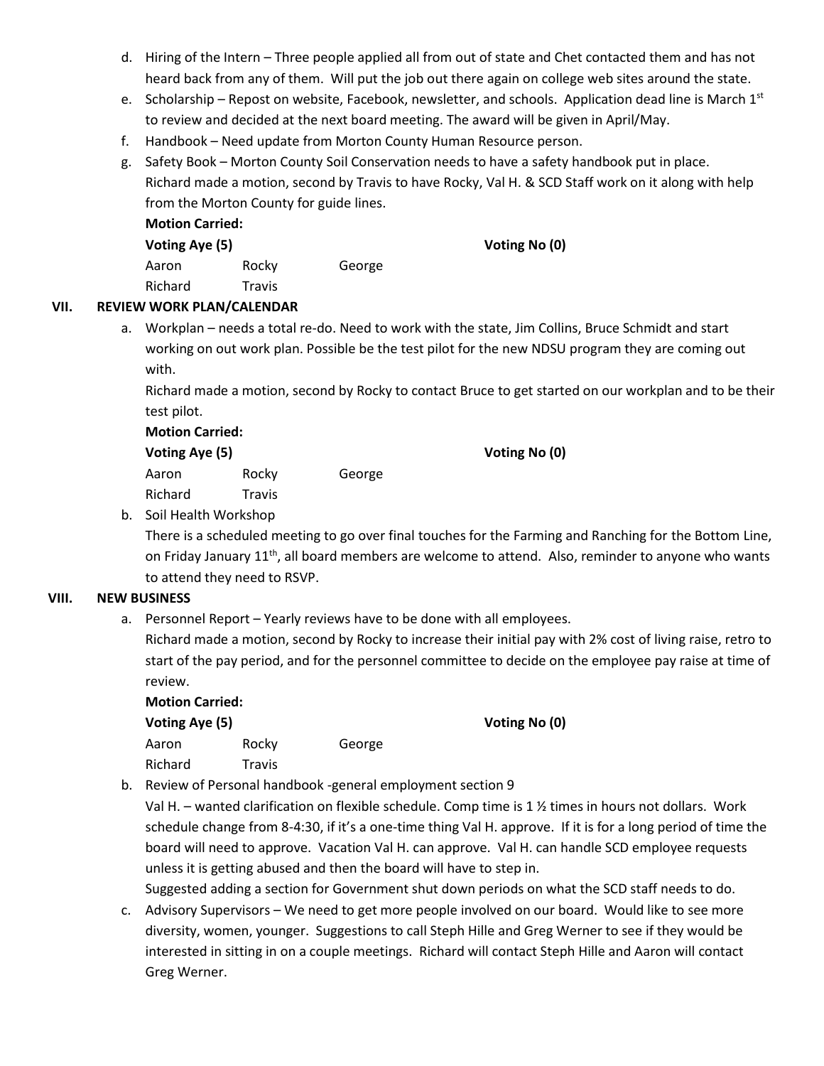d. Hiring of the Intern – Three people applied all from out of state and Chet contacted them and has not heard back from any of them. Will put the job out there again on college web sites around the state.

e. Scholarship – Repost on website, Facebook, newsletter, and schools. Application dead line is March 1st to review and decided at the next board meeting. The award will be given in April/May.

f. Handbook – Need update from Morton County Human Resource person.

g. Safety Book – Morton County Soil Conservation needs to have a safety handbook put in place. Richard made a motion, second by Travis to have Rocky, Val H. & SCD Staff work on it along with help from the Morton County for guide lines.

**Motion Carried:**

**Voting Aye (5)** **Voting No (0)**

Aaron Rocky George
Richard Travis

## VII. REVIEW WORK PLAN/CALENDAR

a. Workplan – needs a total re-do. Need to work with the state, Jim Collins, Bruce Schmidt and start working on out work plan. Possible be the test pilot for the new NDSU program they are coming out with.

Richard made a motion, second by Rocky to contact Bruce to get started on our workplan and to be their test pilot.

**Motion Carried:**

**Voting Aye (5)** **Voting No (0)**

Aaron Rocky George
Richard Travis

b. Soil Health Workshop

There is a scheduled meeting to go over final touches for the Farming and Ranching for the Bottom Line, on Friday January 11th, all board members are welcome to attend. Also, reminder to anyone who wants to attend they need to RSVP.

## VIII. NEW BUSINESS

a. Personnel Report – Yearly reviews have to be done with all employees.

Richard made a motion, second by Rocky to increase their initial pay with 2% cost of living raise, retro to start of the pay period, and for the personnel committee to decide on the employee pay raise at time of review.

**Motion Carried:**

**Voting Aye (5)** **Voting No (0)**

Aaron Rocky George
Richard Travis

b. Review of Personal handbook -general employment section 9

Val H. – wanted clarification on flexible schedule. Comp time is 1 ½ times in hours not dollars. Work schedule change from 8-4:30, if it's a one-time thing Val H. approve. If it is for a long period of time the board will need to approve. Vacation Val H. can approve. Val H. can handle SCD employee requests unless it is getting abused and then the board will have to step in.

Suggested adding a section for Government shut down periods on what the SCD staff needs to do.

c. Advisory Supervisors – We need to get more people involved on our board. Would like to see more diversity, women, younger. Suggestions to call Steph Hille and Greg Werner to see if they would be interested in sitting in on a couple meetings. Richard will contact Steph Hille and Aaron will contact Greg Werner.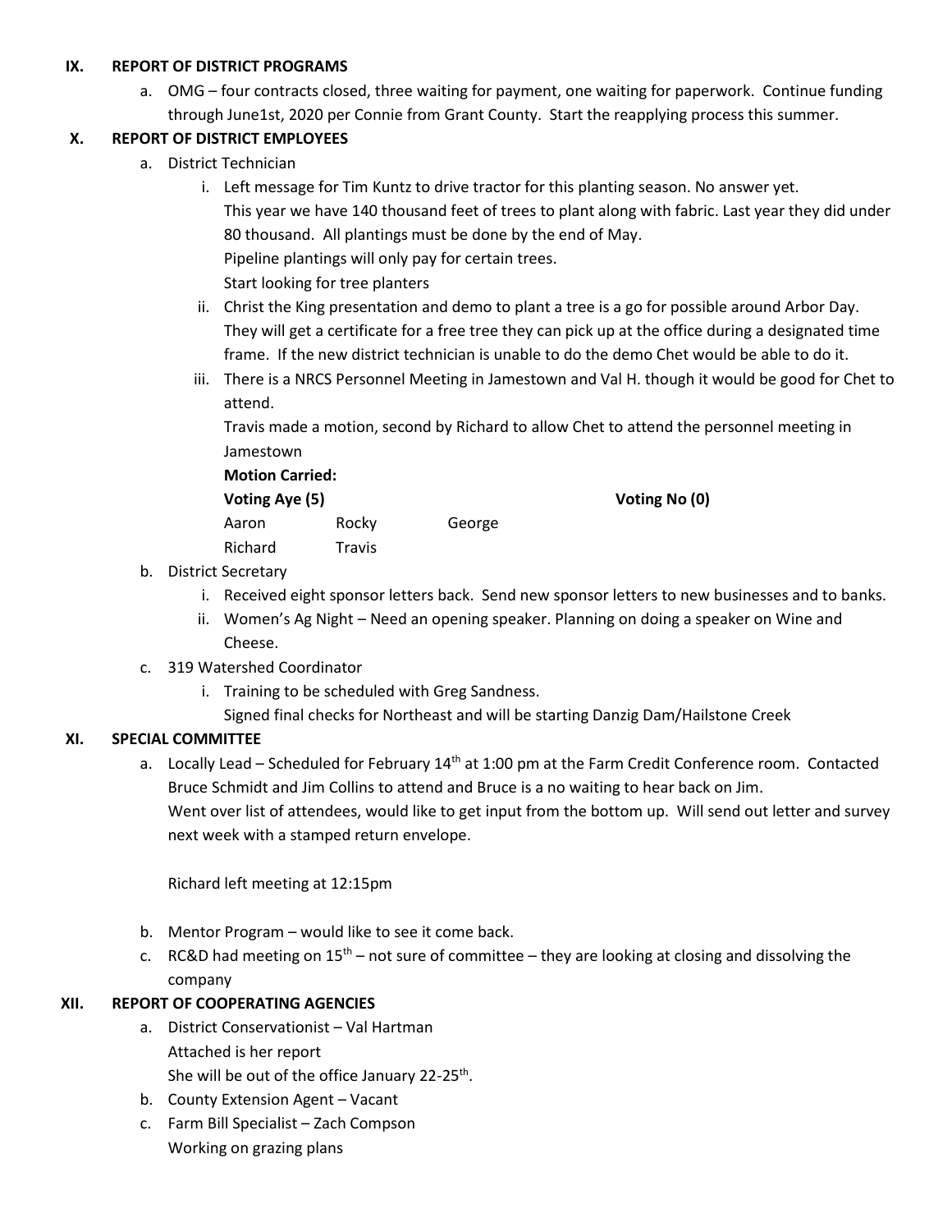## IX. REPORT OF DISTRICT PROGRAMS

a. OMG – four contracts closed, three waiting for payment, one waiting for paperwork. Continue funding through June1st, 2020 per Connie from Grant County. Start the reapplying process this summer.

## X. REPORT OF DISTRICT EMPLOYEES

a. District Technician

i. Left message for Tim Kuntz to drive tractor for this planting season. No answer yet.
This year we have 140 thousand feet of trees to plant along with fabric. Last year they did under 80 thousand. All plantings must be done by the end of May.
Pipeline plantings will only pay for certain trees.
Start looking for tree planters

ii. Christ the King presentation and demo to plant a tree is a go for possible around Arbor Day. They will get a certificate for a free tree they can pick up at the office during a designated time frame. If the new district technician is unable to do the demo Chet would be able to do it.

iii. There is a NRCS Personnel Meeting in Jamestown and Val H. though it would be good for Chet to attend.
Travis made a motion, second by Richard to allow Chet to attend the personnel meeting in Jamestown

**Motion Carried:**

**Voting Aye (5)** — **Voting No (0)**

Aaron, Rocky, George, Richard, Travis

b. District Secretary

i. Received eight sponsor letters back. Send new sponsor letters to new businesses and to banks.

ii. Women's Ag Night – Need an opening speaker. Planning on doing a speaker on Wine and Cheese.

c. 319 Watershed Coordinator

i. Training to be scheduled with Greg Sandness.
Signed final checks for Northeast and will be starting Danzig Dam/Hailstone Creek

## XI. SPECIAL COMMITTEE

a. Locally Lead – Scheduled for February 14th at 1:00 pm at the Farm Credit Conference room. Contacted Bruce Schmidt and Jim Collins to attend and Bruce is a no waiting to hear back on Jim.
Went over list of attendees, would like to get input from the bottom up. Will send out letter and survey next week with a stamped return envelope.

Richard left meeting at 12:15pm

b. Mentor Program – would like to see it come back.

c. RC&D had meeting on 15th – not sure of committee – they are looking at closing and dissolving the company

## XII. REPORT OF COOPERATING AGENCIES

a. District Conservationist – Val Hartman
Attached is her report
She will be out of the office January 22-25th.

b. County Extension Agent – Vacant

c. Farm Bill Specialist – Zach Compson
Working on grazing plans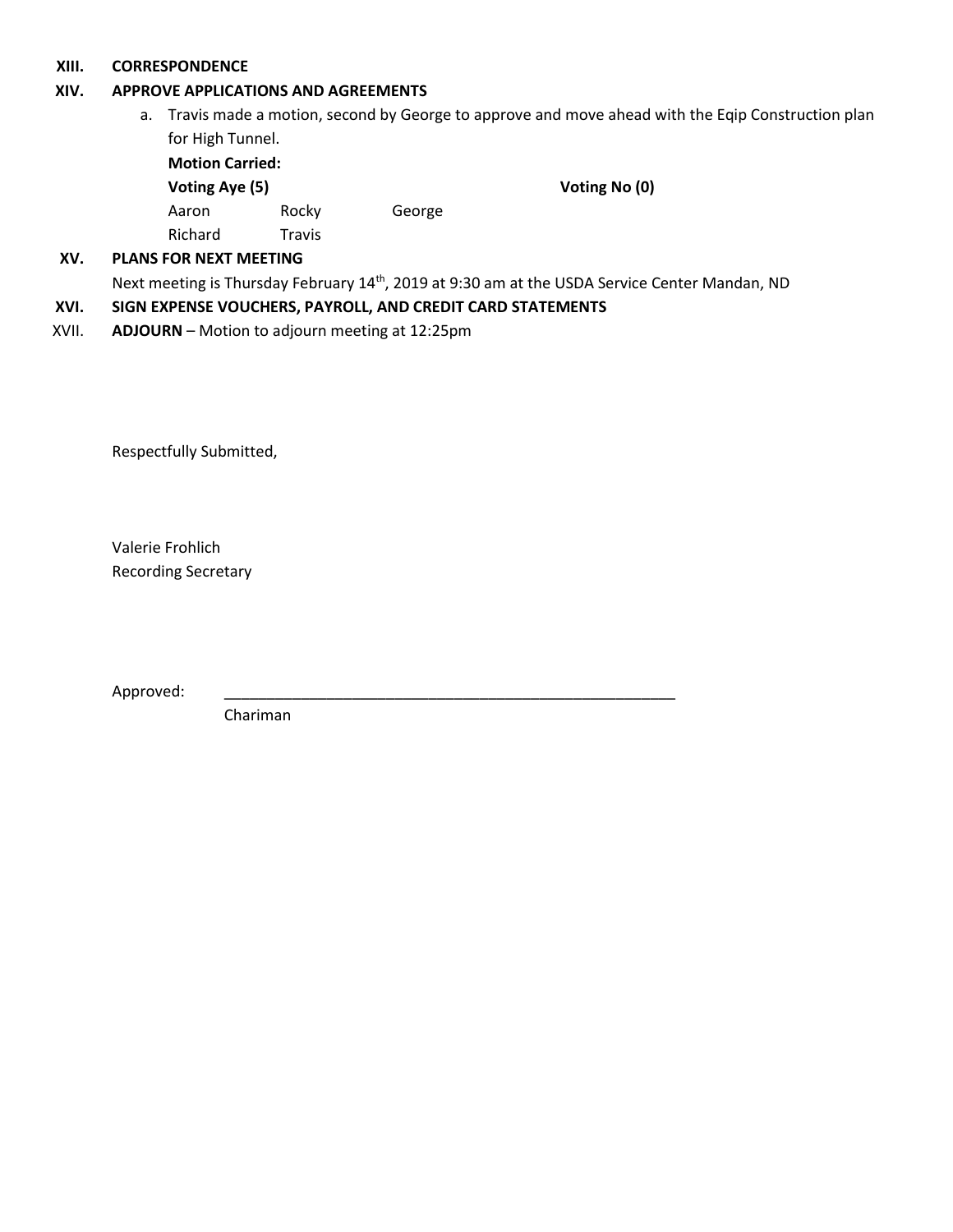**XIII. CORRESPONDENCE**

**XIV. APPROVE APPLICATIONS AND AGREEMENTS**

a. Travis made a motion, second by George to approve and move ahead with the Eqip Construction plan for High Tunnel.

**Motion Carried:**

| **Voting Aye (5)** | | | **Voting No (0)** |
|---|---|---|---|
| Aaron | Rocky | George | |
| Richard | Travis | | |

**XV. PLANS FOR NEXT MEETING**

Next meeting is Thursday February 14th, 2019 at 9:30 am at the USDA Service Center Mandan, ND

**XVI. SIGN EXPENSE VOUCHERS, PAYROLL, AND CREDIT CARD STATEMENTS**

XVII. **ADJOURN** – Motion to adjourn meeting at 12:25pm

Respectfully Submitted,

Valerie Frohlich
Recording Secretary

Approved: \_\_\_\_\_\_\_\_\_\_\_\_\_\_\_\_\_\_\_\_\_\_\_\_\_\_\_\_\_\_\_\_\_\_\_\_\_\_\_\_\_\_\_\_\_\_\_\_\_\_\_\_\_\_
Chariman